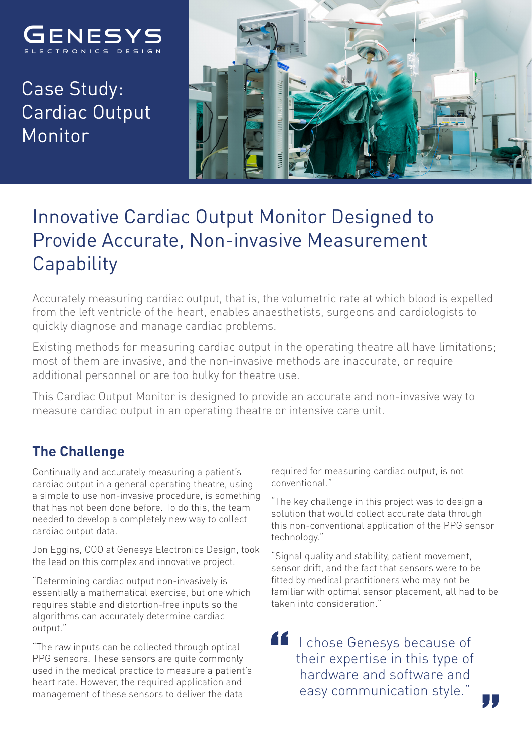GENESYS
ELECTRONICS DESIGN

# Case Study: Cardiac Output Monitor

## Innovative Cardiac Output Monitor Designed to Provide Accurate, Non-invasive Measurement Capability

Accurately measuring cardiac output, that is, the volumetric rate at which blood is expelled from the left ventricle of the heart, enables anaesthetists, surgeons and cardiologists to quickly diagnose and manage cardiac problems.

Existing methods for measuring cardiac output in the operating theatre all have limitations; most of them are invasive, and the non-invasive methods are inaccurate, or require additional personnel or are too bulky for theatre use.

This Cardiac Output Monitor is designed to provide an accurate and non-invasive way to measure cardiac output in an operating theatre or intensive care unit.

### The Challenge

Continually and accurately measuring a patient's cardiac output in a general operating theatre, using a simple to use non-invasive procedure, is something that has not been done before. To do this, the team needed to develop a completely new way to collect cardiac output data.

Jon Eggins, COO at Genesys Electronics Design, took the lead on this complex and innovative project.

"Determining cardiac output non-invasively is essentially a mathematical exercise, but one which requires stable and distortion-free inputs so the algorithms can accurately determine cardiac output."

"The raw inputs can be collected through optical PPG sensors. These sensors are quite commonly used in the medical practice to measure a patient's heart rate. However, the required application and management of these sensors to deliver the data required for measuring cardiac output, is not conventional."

"The key challenge in this project was to design a solution that would collect accurate data through this non-conventional application of the PPG sensor technology."

"Signal quality and stability, patient movement, sensor drift, and the fact that sensors were to be fitted by medical practitioners who may not be familiar with optimal sensor placement, all had to be taken into consideration."

> "I chose Genesys because of their expertise in this type of hardware and software and easy communication style."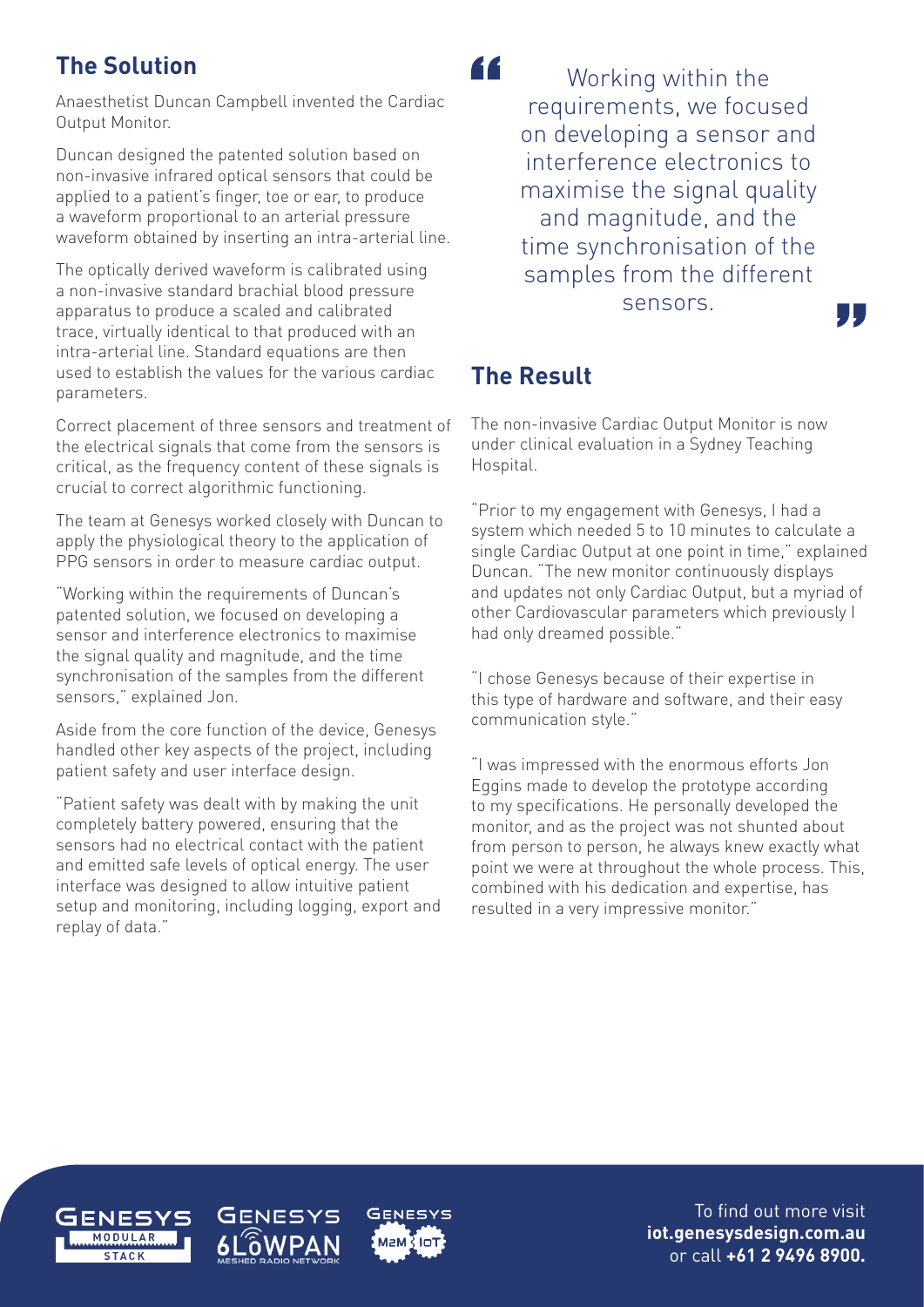## The Solution

Anaesthetist Duncan Campbell invented the Cardiac Output Monitor.

Duncan designed the patented solution based on non-invasive infrared optical sensors that could be applied to a patient's finger, toe or ear, to produce a waveform proportional to an arterial pressure waveform obtained by inserting an intra-arterial line.

The optically derived waveform is calibrated using a non-invasive standard brachial blood pressure apparatus to produce a scaled and calibrated trace, virtually identical to that produced with an intra-arterial line. Standard equations are then used to establish the values for the various cardiac parameters.

Correct placement of three sensors and treatment of the electrical signals that come from the sensors is critical, as the frequency content of these signals is crucial to correct algorithmic functioning.

The team at Genesys worked closely with Duncan to apply the physiological theory to the application of PPG sensors in order to measure cardiac output.

"Working within the requirements of Duncan's patented solution, we focused on developing a sensor and interference electronics to maximise the signal quality and magnitude, and the time synchronisation of the samples from the different sensors," explained Jon.

Aside from the core function of the device, Genesys handled other key aspects of the project, including patient safety and user interface design.

"Patient safety was dealt with by making the unit completely battery powered, ensuring that the sensors had no electrical contact with the patient and emitted safe levels of optical energy. The user interface was designed to allow intuitive patient setup and monitoring, including logging, export and replay of data."

> "Working within the requirements, we focused on developing a sensor and interference electronics to maximise the signal quality and magnitude, and the time synchronisation of the samples from the different sensors."

## The Result

The non-invasive Cardiac Output Monitor is now under clinical evaluation in a Sydney Teaching Hospital.

"Prior to my engagement with Genesys, I had a system which needed 5 to 10 minutes to calculate a single Cardiac Output at one point in time," explained Duncan. "The new monitor continuously displays and updates not only Cardiac Output, but a myriad of other Cardiovascular parameters which previously I had only dreamed possible."

"I chose Genesys because of their expertise in this type of hardware and software, and their easy communication style."

"I was impressed with the enormous efforts Jon Eggins made to develop the prototype according to my specifications. He personally developed the monitor, and as the project was not shunted about from person to person, he always knew exactly what point we were at throughout the whole process. This, combined with his dedication and expertise, has resulted in a very impressive monitor."

GENESYS MODULAR STACK

GENESYS 6LoWPAN MESHED RADIO NETWORK

GENESYS M2M IoT

To find out more visit **iot.genesysdesign.com.au** or call **+61 2 9496 8900.**